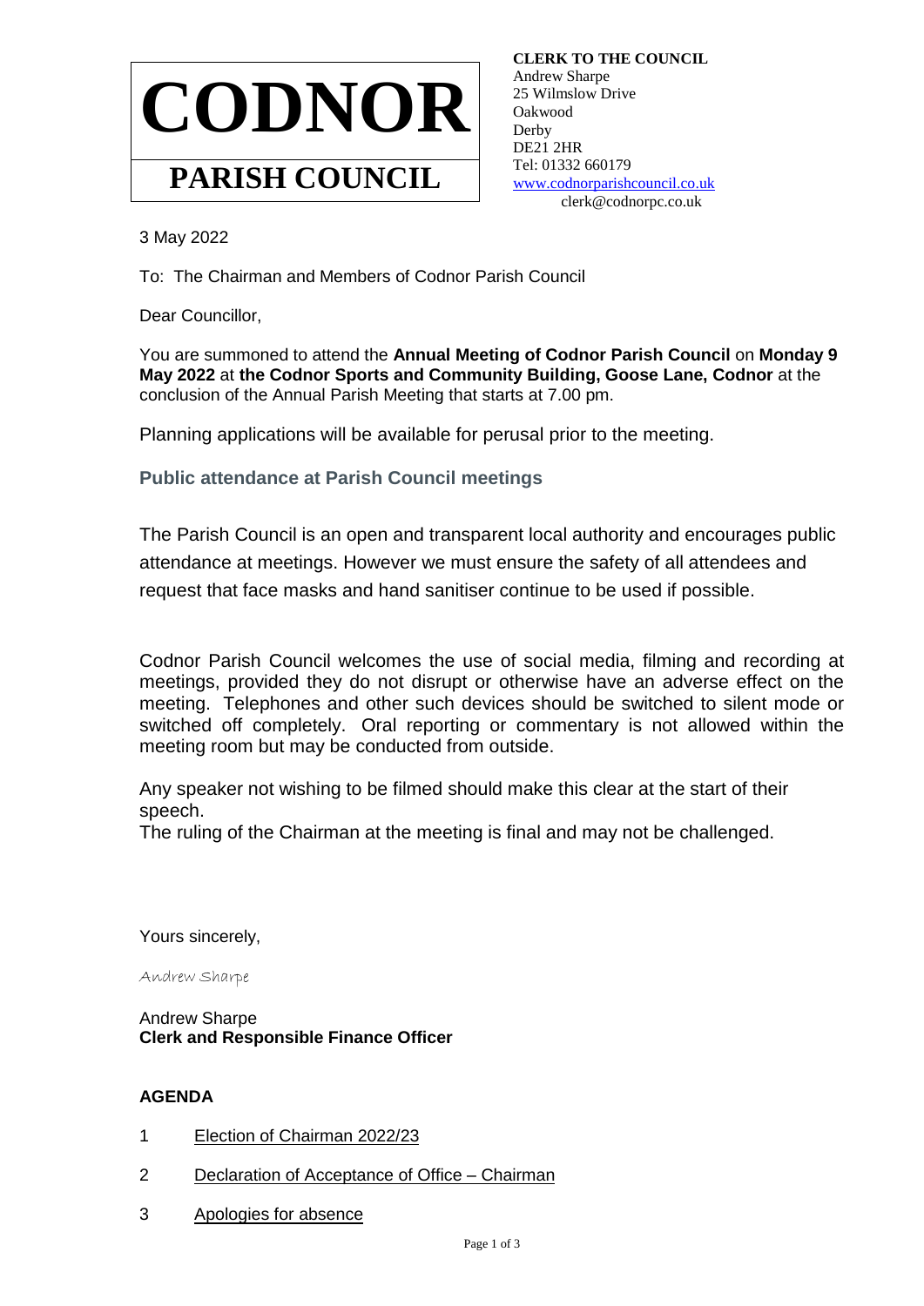# CODNOR

## PARISH COUNCIL

**CLERK TO THE COUNCIL**
Andrew Sharpe
25 Wilmslow Drive
Oakwood
Derby
DE21 2HR
Tel: 01332 660179
www.codnorparishcouncil.co.uk
clerk@codnorpc.co.uk

3 May 2022

To: The Chairman and Members of Codnor Parish Council

Dear Councillor,

You are summoned to attend the **Annual Meeting of Codnor Parish Council** on **Monday 9 May 2022** at **the Codnor Sports and Community Building, Goose Lane, Codnor** at the conclusion of the Annual Parish Meeting that starts at 7.00 pm.

Planning applications will be available for perusal prior to the meeting.

### Public attendance at Parish Council meetings

The Parish Council is an open and transparent local authority and encourages public attendance at meetings. However we must ensure the safety of all attendees and request that face masks and hand sanitiser continue to be used if possible.

Codnor Parish Council welcomes the use of social media, filming and recording at meetings, provided they do not disrupt or otherwise have an adverse effect on the meeting. Telephones and other such devices should be switched to silent mode or switched off completely. Oral reporting or commentary is not allowed within the meeting room but may be conducted from outside.

Any speaker not wishing to be filmed should make this clear at the start of their speech.
The ruling of the Chairman at the meeting is final and may not be challenged.

Yours sincerely,

Andrew Sharpe

Andrew Sharpe
**Clerk and Responsible Finance Officer**

## AGENDA

1 Election of Chairman 2022/23

2 Declaration of Acceptance of Office – Chairman

3 Apologies for absence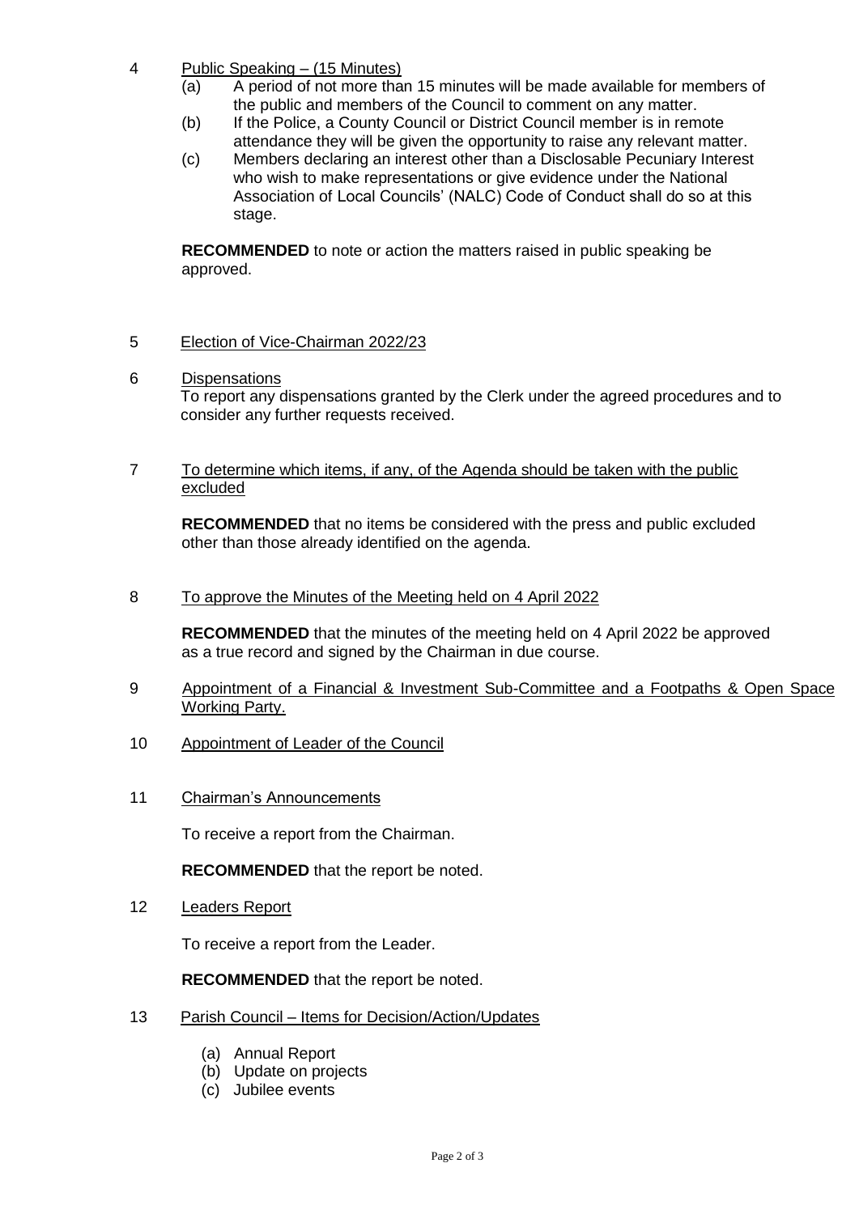4 <u>Public Speaking – (15 Minutes)</u>

(a) A period of not more than 15 minutes will be made available for members of the public and members of the Council to comment on any matter.

(b) If the Police, a County Council or District Council member is in remote attendance they will be given the opportunity to raise any relevant matter.

(c) Members declaring an interest other than a Disclosable Pecuniary Interest who wish to make representations or give evidence under the National Association of Local Councils' (NALC) Code of Conduct shall do so at this stage.

**RECOMMENDED** to note or action the matters raised in public speaking be approved.

5 <u>Election of Vice-Chairman 2022/23</u>

6 <u>Dispensations</u>

To report any dispensations granted by the Clerk under the agreed procedures and to consider any further requests received.

7 <u>To determine which items, if any, of the Agenda should be taken with the public excluded</u>

**RECOMMENDED** that no items be considered with the press and public excluded other than those already identified on the agenda.

8 <u>To approve the Minutes of the Meeting held on 4 April 2022</u>

**RECOMMENDED** that the minutes of the meeting held on 4 April 2022 be approved as a true record and signed by the Chairman in due course.

9 <u>Appointment of a Financial & Investment Sub-Committee and a Footpaths & Open Space Working Party.</u>

10 <u>Appointment of Leader of the Council</u>

11 <u>Chairman's Announcements</u>

To receive a report from the Chairman.

**RECOMMENDED** that the report be noted.

12 <u>Leaders Report</u>

To receive a report from the Leader.

**RECOMMENDED** that the report be noted.

13 <u>Parish Council – Items for Decision/Action/Updates</u>

(a) Annual Report
(b) Update on projects
(c) Jubilee events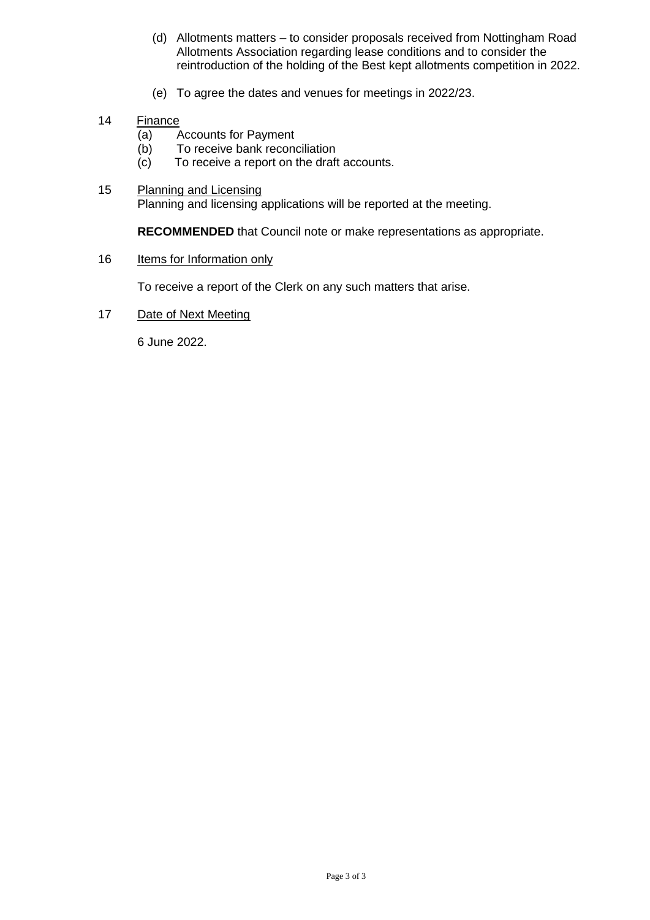(d) Allotments matters – to consider proposals received from Nottingham Road Allotments Association regarding lease conditions and to consider the reintroduction of the holding of the Best kept allotments competition in 2022.

(e) To agree the dates and venues for meetings in 2022/23.

14 Finance

(a) Accounts for Payment
(b) To receive bank reconciliation
(c) To receive a report on the draft accounts.

15 Planning and Licensing

Planning and licensing applications will be reported at the meeting.

**RECOMMENDED** that Council note or make representations as appropriate.

16 Items for Information only

To receive a report of the Clerk on any such matters that arise.

17 Date of Next Meeting

6 June 2022.